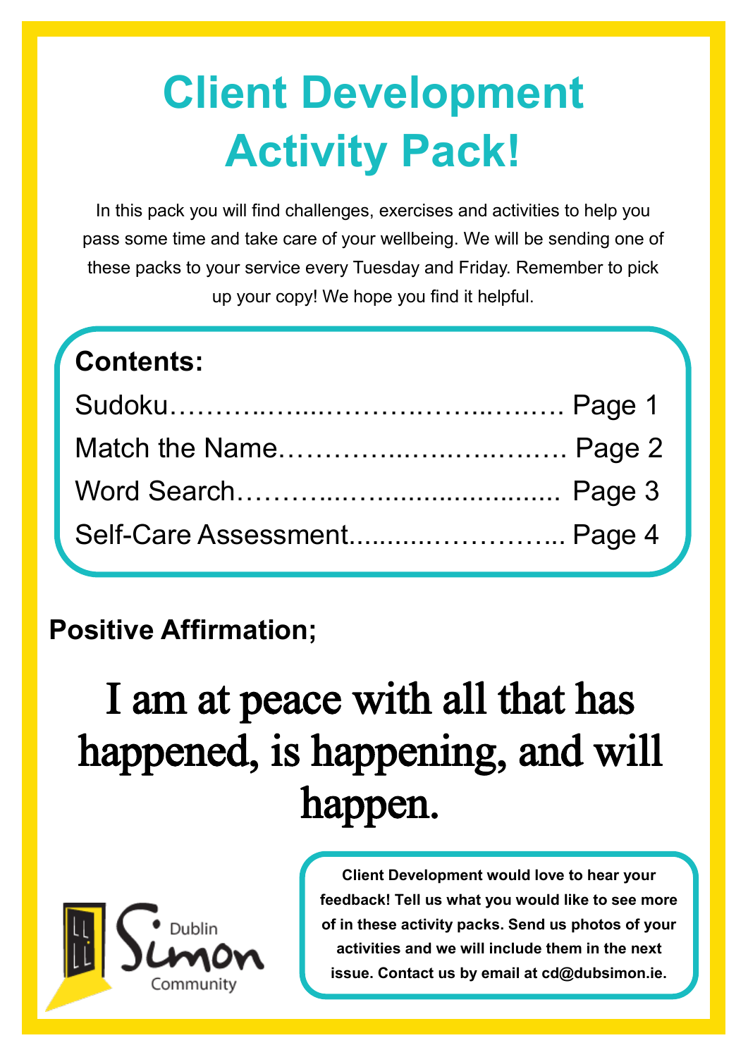# Client Development Activity Pack!

In this pack you will find challenges, exercises and activities to help you pass some time and take care of your wellbeing. We will be sending one of these packs to your service every Tuesday and Friday. Remember to pick up your copy! We hope you find it helpful.

**Contents:**

- Sudoku…………………………………… Page 1
- Match the Name……………………………… Page 2
- Word Search……………………………… Page 3
- Self-Care Assessment………………………... Page 4

**Positive Affirmation;**

## I am at peace with all that has happened, is happening, and will happen.

**Client Development would love to hear your feedback! Tell us what you would like to see more of in these activity packs. Send us photos of your activities and we will include them in the next issue. Contact us by email at cd@dubsimon.ie.**

Dublin Simon Community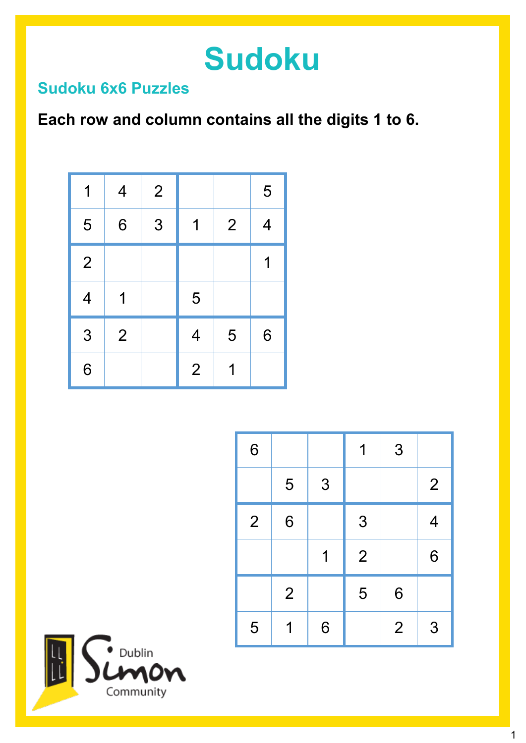# Sudoku

## Sudoku 6x6 Puzzles

**Each row and column contains all the digits 1 to 6.**

| | | | | | |
|---|---|---|---|---|---|
| 1 | 4 | 2 | | | 5 |
| 5 | 6 | 3 | 1 | 2 | 4 |
| 2 | | | | | 1 |
| 4 | 1 | | 5 | | |
| 3 | 2 | | 4 | 5 | 6 |
| 6 | | | 2 | 1 | |

| | | | | | |
|---|---|---|---|---|---|
| 6 | | | 1 | 3 | |
| | 5 | 3 | | | 2 |
| 2 | 6 | | 3 | | 4 |
| | | 1 | 2 | | 6 |
| | 2 | | 5 | 6 | |
| 5 | 1 | 6 | | 2 | 3 |

Dublin Simon Community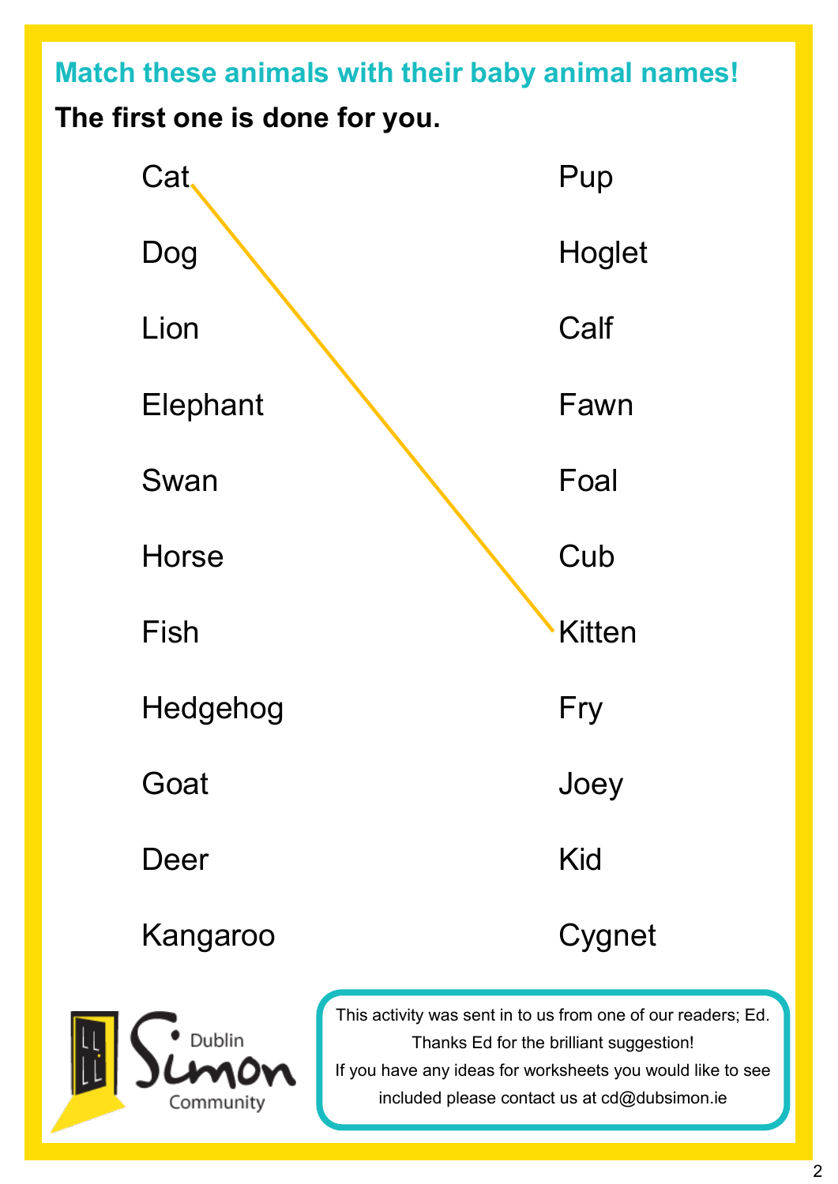## Match these animals with their baby animal names!

**The first one is done for you.**

| | |
|---|---|
| Cat | Pup |
| Dog | Hoglet |
| Lion | Calf |
| Elephant | Fawn |
| Swan | Foal |
| Horse | Cub |
| Fish | Kitten |
| Hedgehog | Fry |
| Goat | Joey |
| Deer | Kid |
| Kangaroo | Cygnet |

Dublin Simon Community

This activity was sent in to us from one of our readers; Ed. Thanks Ed for the brilliant suggestion! If you have any ideas for worksheets you would like to see included please contact us at cd@dubsimon.ie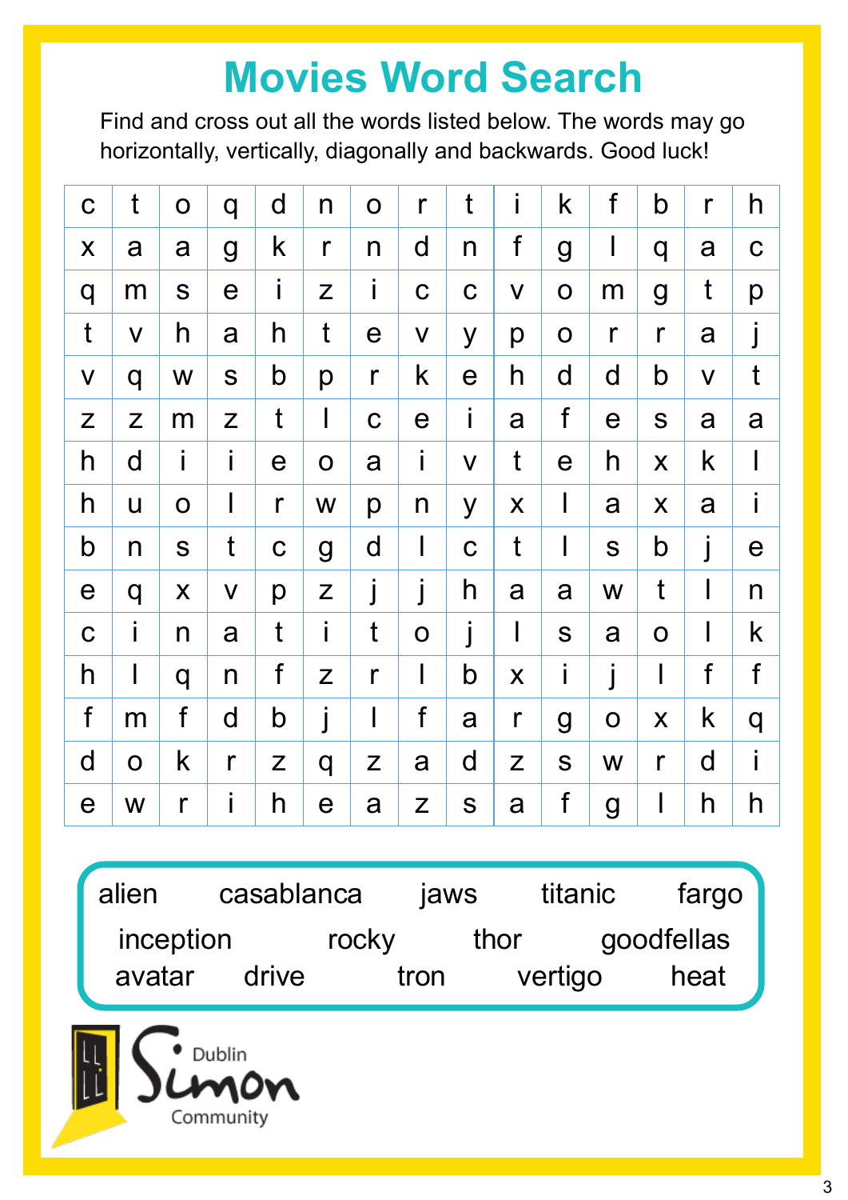# Movies Word Search

Find and cross out all the words listed below. The words may go horizontally, vertically, diagonally and backwards. Good luck!

| | | | | | | | | | | | | | | |
|---|---|---|---|---|---|---|---|---|---|---|---|---|---|---|
| c | t | o | q | d | n | o | r | t | i | k | f | b | r | h |
| x | a | a | g | k | r | n | d | n | f | g | l | q | a | c |
| q | m | s | e | i | z | i | c | c | v | o | m | g | t | p |
| t | v | h | a | h | t | e | v | y | p | o | r | r | a | j |
| v | q | w | s | b | p | r | k | e | h | d | d | b | v | t |
| z | z | m | z | t | l | c | e | i | a | f | e | s | a | a |
| h | d | i | i | e | o | a | i | v | t | e | h | x | k | l |
| h | u | o | l | r | w | p | n | y | x | l | a | x | a | i |
| b | n | s | t | c | g | d | l | c | t | l | s | b | j | e |
| e | q | x | v | p | z | j | j | h | a | a | w | t | l | n |
| c | i | n | a | t | i | t | o | j | l | s | a | o | l | k |
| h | l | q | n | f | z | r | l | b | x | i | j | l | f | f |
| f | m | f | d | b | j | l | f | a | r | g | o | x | k | q |
| d | o | k | r | z | q | z | a | d | z | s | w | r | d | i |
| e | w | r | i | h | e | a | z | s | a | f | g | l | h | h |

alien, casablanca, jaws, titanic, fargo, inception, rocky, thor, goodfellas, avatar, drive, tron, vertigo, heat

Dublin Simon Community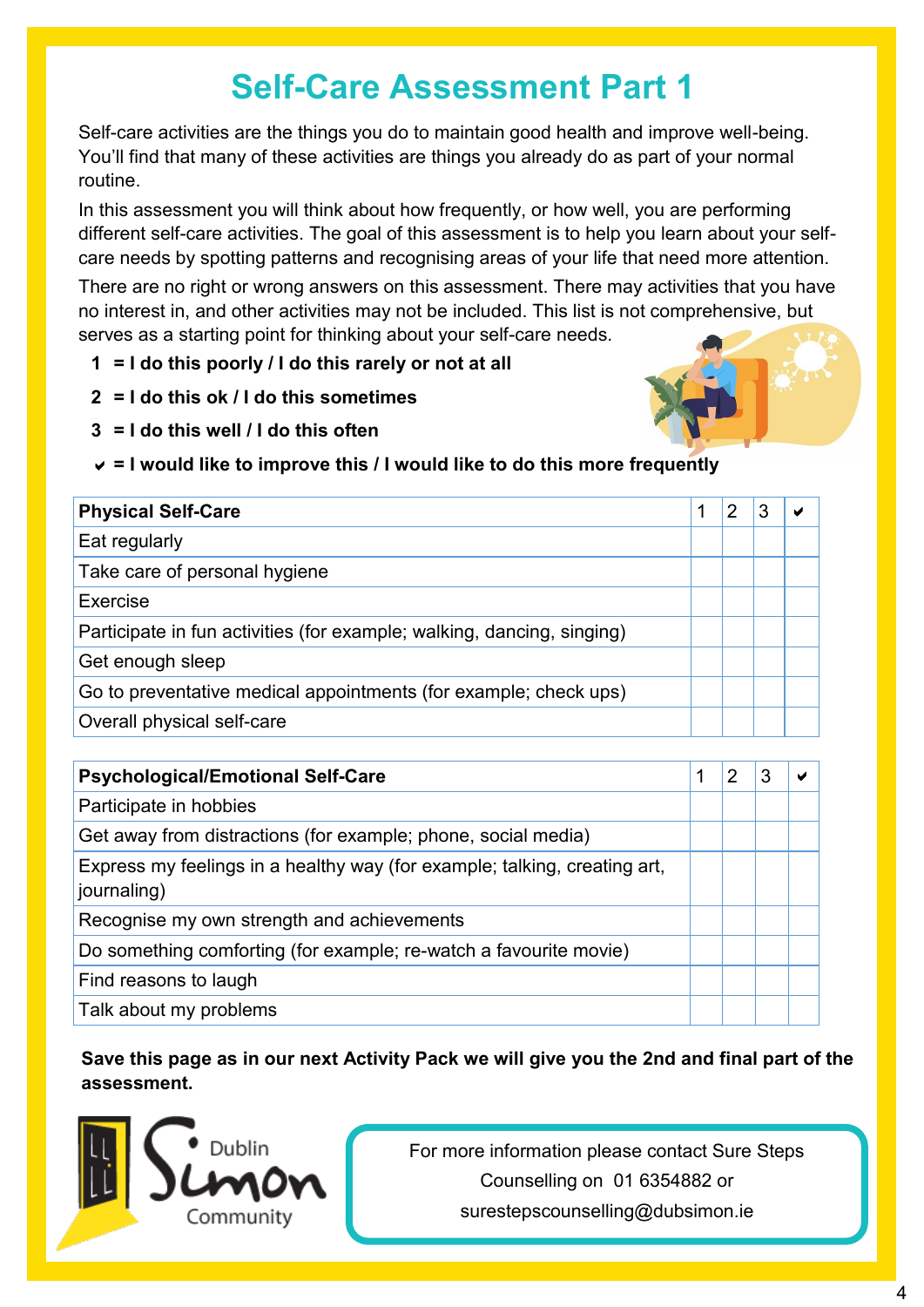# Self-Care Assessment Part 1

Self-care activities are the things you do to maintain good health and improve well-being. You'll find that many of these activities are things you already do as part of your normal routine.

In this assessment you will think about how frequently, or how well, you are performing different self-care activities. The goal of this assessment is to help you learn about your self-care needs by spotting patterns and recognising areas of your life that need more attention.

There are no right or wrong answers on this assessment. There may activities that you have no interest in, and other activities may not be included. This list is not comprehensive, but serves as a starting point for thinking about your self-care needs.

**1 = I do this poorly / I do this rarely or not at all**

**2 = I do this ok / I do this sometimes**

**3 = I do this well / I do this often**

**✔ = I would like to improve this / I would like to do this more frequently**

| **Physical Self-Care** | 1 | 2 | 3 | ✔ |
|---|---|---|---|---|
| Eat regularly | | | | |
| Take care of personal hygiene | | | | |
| Exercise | | | | |
| Participate in fun activities (for example; walking, dancing, singing) | | | | |
| Get enough sleep | | | | |
| Go to preventative medical appointments (for example; check ups) | | | | |
| Overall physical self-care | | | | |

| **Psychological/Emotional Self-Care** | 1 | 2 | 3 | ✔ |
|---|---|---|---|---|
| Participate in hobbies | | | | |
| Get away from distractions (for example; phone, social media) | | | | |
| Express my feelings in a healthy way (for example; talking, creating art, journaling) | | | | |
| Recognise my own strength and achievements | | | | |
| Do something comforting (for example; re-watch a favourite movie) | | | | |
| Find reasons to laugh | | | | |
| Talk about my problems | | | | |

**Save this page as in our next Activity Pack we will give you the 2nd and final part of the assessment.**

Dublin Simon Community

For more information please contact Sure Steps Counselling on 01 6354882 or surestepscounselling@dubsimon.ie